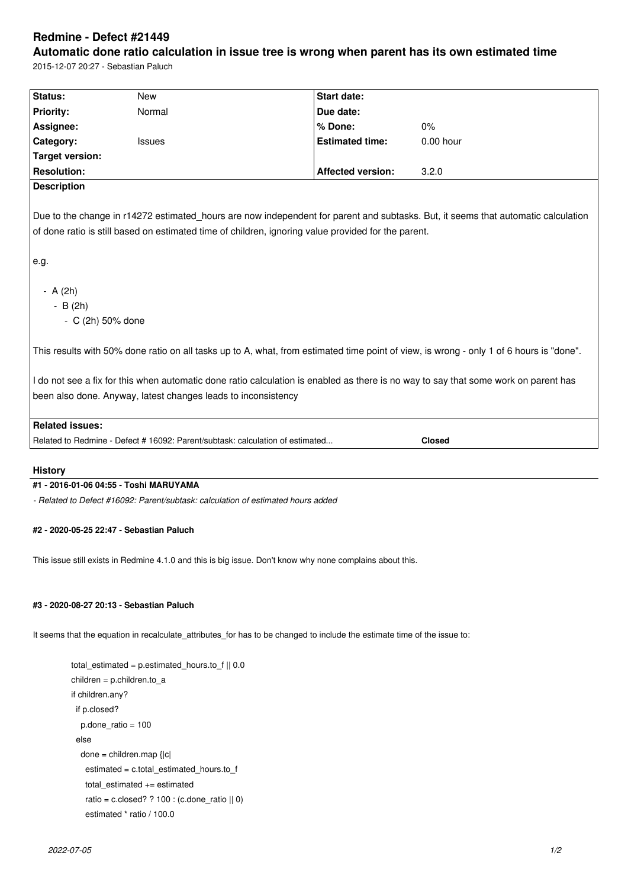# Redmine - Defect #21449

## Automatic done ratio calculation in issue tree is wrong when parent has its own estimated time

2015-12-07 20:27 - Sebastian Paluch

| Status: | New | Start date: | |
|---|---|---|---|
| Priority: | Normal | Due date: | |
| Assignee: | | % Done: | 0% |
| Category: | Issues | Estimated time: | 0.00 hour |
| Target version: | | | |
| Resolution: | | Affected version: | 3.2.0 |

**Description**

Due to the change in r14272 estimated_hours are now independent for parent and subtasks. But, it seems that automatic calculation of done ratio is still based on estimated time of children, ignoring value provided for the parent.

e.g.

- A (2h)
  - B (2h)
    - C (2h) 50% done

This results with 50% done ratio on all tasks up to A, what, from estimated time point of view, is wrong - only 1 of 6 hours is "done".

I do not see a fix for this when automatic done ratio calculation is enabled as there is no way to say that some work on parent has been also done. Anyway, latest changes leads to inconsistency

**Related issues:**

Related to Redmine - Defect # 16092: Parent/subtask: calculation of estimated... **Closed**

### History

#### #1 - 2016-01-06 04:55 - Toshi MARUYAMA

*- Related to Defect #16092: Parent/subtask: calculation of estimated hours added*

#### #2 - 2020-05-25 22:47 - Sebastian Paluch

This issue still exists in Redmine 4.1.0 and this is big issue. Don't know why none complains about this.

#### #3 - 2020-08-27 20:13 - Sebastian Paluch

It seems that the equation in recalculate_attributes_for has to be changed to include the estimate time of the issue to:

```
total_estimated = p.estimated_hours.to_f || 0.0
children = p.children.to_a
if children.any?
  if p.closed?
    p.done_ratio = 100
  else
    done = children.map {|c|
      estimated = c.total_estimated_hours.to_f
      total_estimated += estimated
      ratio = c.closed? ? 100 : (c.done_ratio || 0)
      estimated * ratio / 100.0
```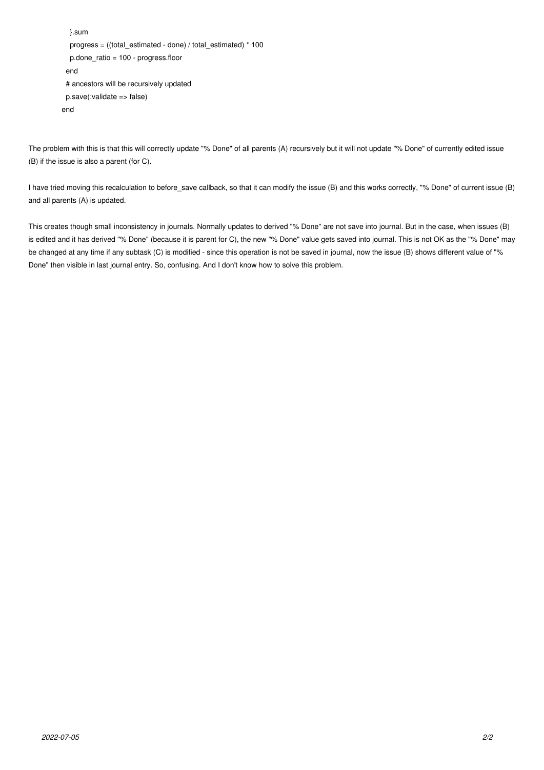```
    }.sum
    progress = ((total_estimated - done) / total_estimated) * 100
    p.done_ratio = 100 - progress.floor
  end
  # ancestors will be recursively updated
  p.save(:validate => false)
end
```

The problem with this is that this will correctly update "% Done" of all parents (A) recursively but it will not update "% Done" of currently edited issue (B) if the issue is also a parent (for C).

I have tried moving this recalculation to before_save callback, so that it can modify the issue (B) and this works correctly, "% Done" of current issue (B) and all parents (A) is updated.

This creates though small inconsistency in journals. Normally updates to derived "% Done" are not save into journal. But in the case, when issues (B) is edited and it has derived "% Done" (because it is parent for C), the new "% Done" value gets saved into journal. This is not OK as the "% Done" may be changed at any time if any subtask (C) is modified - since this operation is not be saved in journal, now the issue (B) shows different value of "% Done" then visible in last journal entry. So, confusing. And I don't know how to solve this problem.